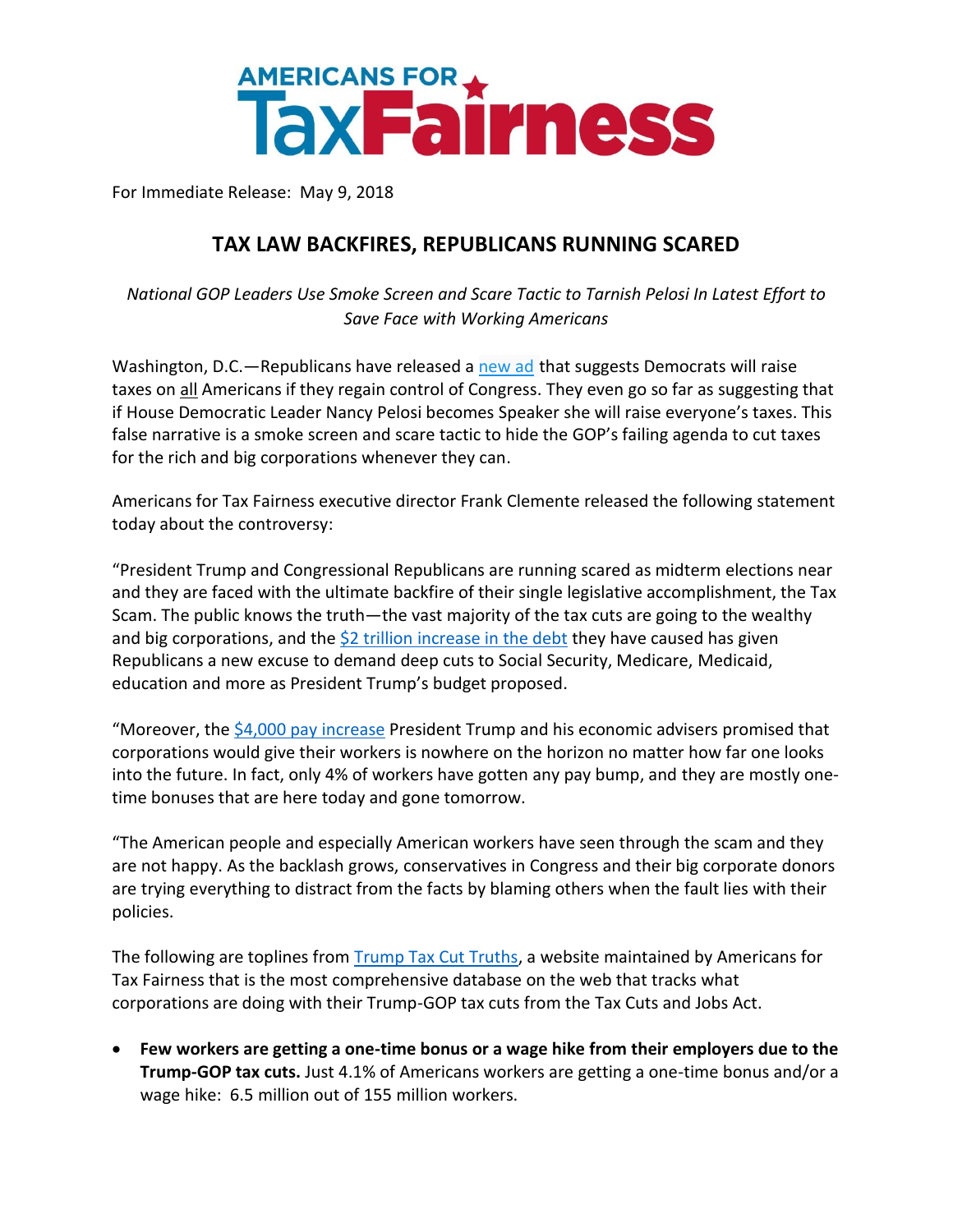# AMERICANS FOR TaxFairness

For Immediate Release: May 9, 2018

## TAX LAW BACKFIRES, REPUBLICANS RUNNING SCARED

*National GOP Leaders Use Smoke Screen and Scare Tactic to Tarnish Pelosi In Latest Effort to Save Face with Working Americans*

Washington, D.C.—Republicans have released a new ad that suggests Democrats will raise taxes on all Americans if they regain control of Congress. They even go so far as suggesting that if House Democratic Leader Nancy Pelosi becomes Speaker she will raise everyone's taxes. This false narrative is a smoke screen and scare tactic to hide the GOP's failing agenda to cut taxes for the rich and big corporations whenever they can.

Americans for Tax Fairness executive director Frank Clemente released the following statement today about the controversy:

"President Trump and Congressional Republicans are running scared as midterm elections near and they are faced with the ultimate backfire of their single legislative accomplishment, the Tax Scam. The public knows the truth—the vast majority of the tax cuts are going to the wealthy and big corporations, and the $2 trillion increase in the debt they have caused has given Republicans a new excuse to demand deep cuts to Social Security, Medicare, Medicaid, education and more as President Trump's budget proposed.

"Moreover, the $4,000 pay increase President Trump and his economic advisers promised that corporations would give their workers is nowhere on the horizon no matter how far one looks into the future. In fact, only 4% of workers have gotten any pay bump, and they are mostly one-time bonuses that are here today and gone tomorrow.

"The American people and especially American workers have seen through the scam and they are not happy. As the backlash grows, conservatives in Congress and their big corporate donors are trying everything to distract from the facts by blaming others when the fault lies with their policies.

The following are toplines from Trump Tax Cut Truths, a website maintained by Americans for Tax Fairness that is the most comprehensive database on the web that tracks what corporations are doing with their Trump-GOP tax cuts from the Tax Cuts and Jobs Act.

- **Few workers are getting a one-time bonus or a wage hike from their employers due to the Trump-GOP tax cuts.** Just 4.1% of Americans workers are getting a one-time bonus and/or a wage hike: 6.5 million out of 155 million workers.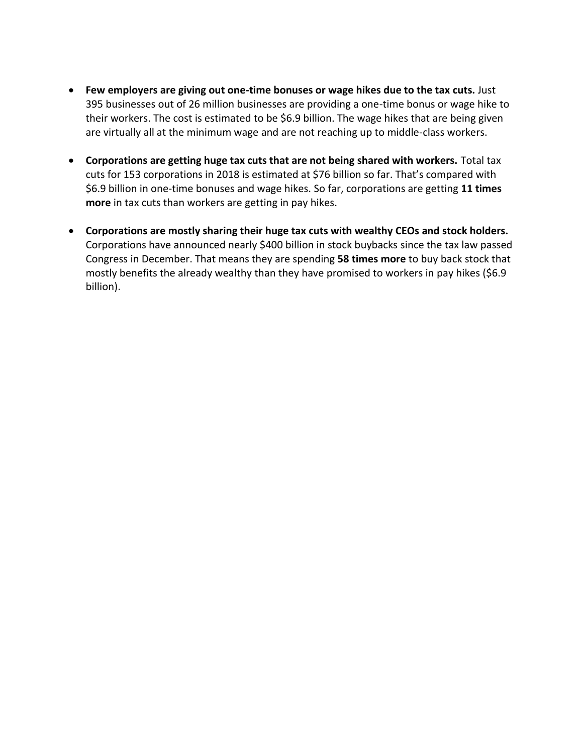- **Few employers are giving out one-time bonuses or wage hikes due to the tax cuts.** Just 395 businesses out of 26 million businesses are providing a one-time bonus or wage hike to their workers. The cost is estimated to be $6.9 billion. The wage hikes that are being given are virtually all at the minimum wage and are not reaching up to middle-class workers.

- **Corporations are getting huge tax cuts that are not being shared with workers.** Total tax cuts for 153 corporations in 2018 is estimated at $76 billion so far. That's compared with $6.9 billion in one-time bonuses and wage hikes. So far, corporations are getting **11 times more** in tax cuts than workers are getting in pay hikes.

- **Corporations are mostly sharing their huge tax cuts with wealthy CEOs and stock holders.** Corporations have announced nearly $400 billion in stock buybacks since the tax law passed Congress in December. That means they are spending **58 times more** to buy back stock that mostly benefits the already wealthy than they have promised to workers in pay hikes ($6.9 billion).